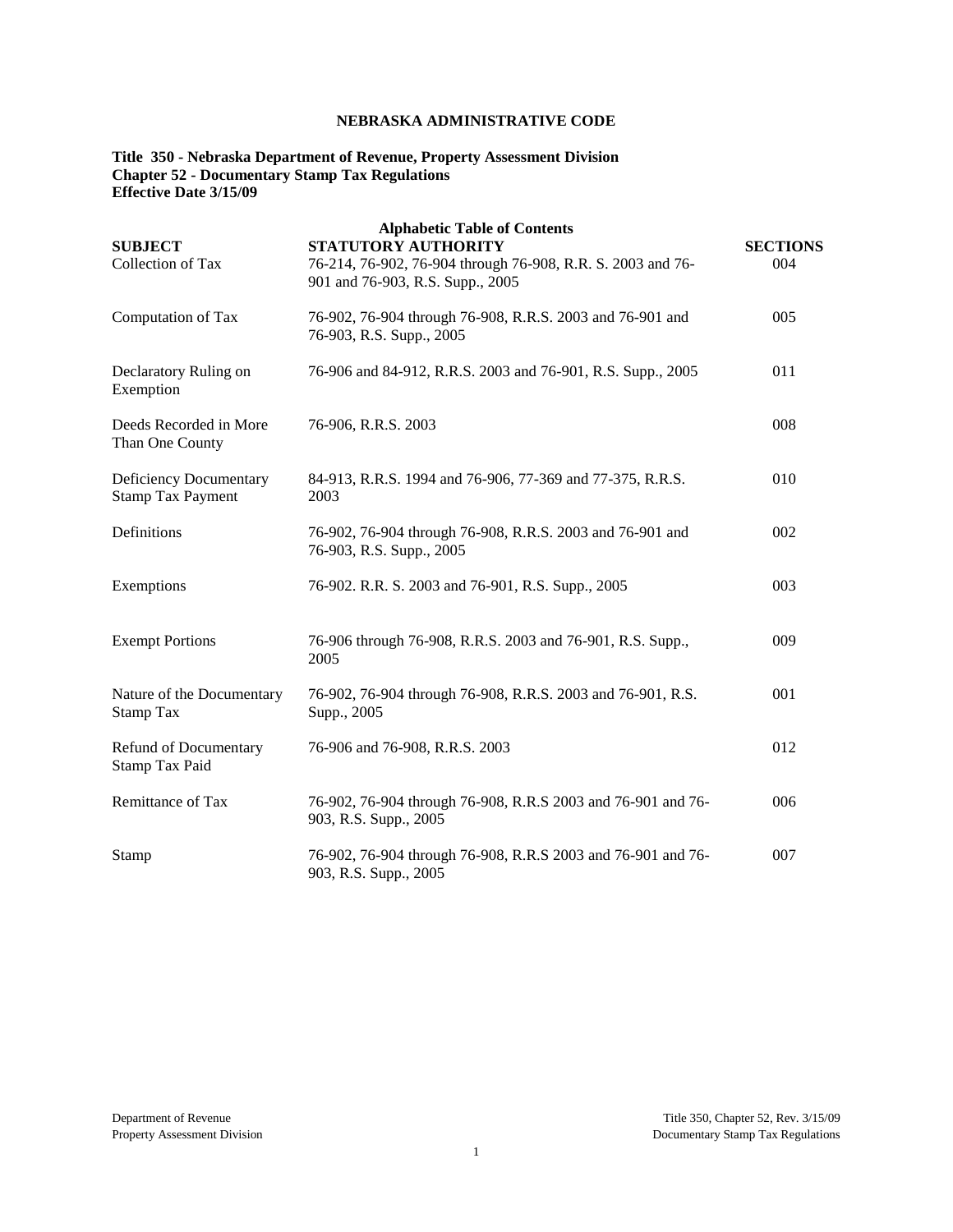**NEBRASKA ADMINISTRATIVE CODE**

**Title 350 - Nebraska Department of Revenue, Property Assessment Division**
**Chapter 52 - Documentary Stamp Tax Regulations**
**Effective Date 3/15/09**

**Alphabetic Table of Contents**

| SUBJECT | STATUTORY AUTHORITY | SECTIONS |
|---|---|---|
| Collection of Tax | 76-214, 76-902, 76-904 through 76-908, R.R. S. 2003 and 76-901 and 76-903, R.S. Supp., 2005 | 004 |
| Computation of Tax | 76-902, 76-904 through 76-908, R.R.S. 2003 and 76-901 and 76-903, R.S. Supp., 2005 | 005 |
| Declaratory Ruling on Exemption | 76-906 and 84-912, R.R.S. 2003 and 76-901, R.S. Supp., 2005 | 011 |
| Deeds Recorded in More Than One County | 76-906, R.R.S. 2003 | 008 |
| Deficiency Documentary Stamp Tax Payment | 84-913, R.R.S. 1994 and 76-906, 77-369 and 77-375, R.R.S. 2003 | 010 |
| Definitions | 76-902, 76-904 through 76-908, R.R.S. 2003 and 76-901 and 76-903, R.S. Supp., 2005 | 002 |
| Exemptions | 76-902. R.R. S. 2003 and 76-901, R.S. Supp., 2005 | 003 |
| Exempt Portions | 76-906 through 76-908, R.R.S. 2003 and 76-901, R.S. Supp., 2005 | 009 |
| Nature of the Documentary Stamp Tax | 76-902, 76-904 through 76-908, R.R.S. 2003 and 76-901, R.S. Supp., 2005 | 001 |
| Refund of Documentary Stamp Tax Paid | 76-906 and 76-908, R.R.S. 2003 | 012 |
| Remittance of Tax | 76-902, 76-904 through 76-908, R.R.S 2003 and 76-901 and 76-903, R.S. Supp., 2005 | 006 |
| Stamp | 76-902, 76-904 through 76-908, R.R.S 2003 and 76-901 and 76-903, R.S. Supp., 2005 | 007 |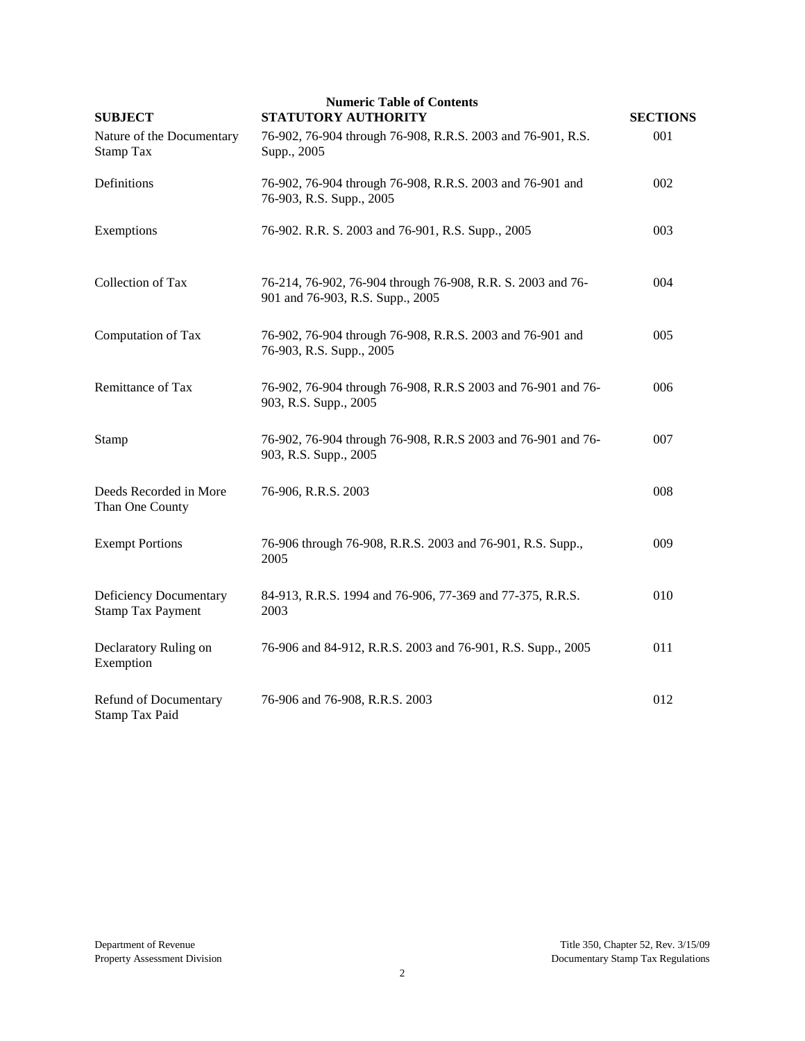**Numeric Table of Contents**

| SUBJECT | STATUTORY AUTHORITY | SECTIONS |
|---|---|---|
| Nature of the Documentary Stamp Tax | 76-902, 76-904 through 76-908, R.R.S. 2003 and 76-901, R.S. Supp., 2005 | 001 |
| Definitions | 76-902, 76-904 through 76-908, R.R.S. 2003 and 76-901 and 76-903, R.S. Supp., 2005 | 002 |
| Exemptions | 76-902. R.R. S. 2003 and 76-901, R.S. Supp., 2005 | 003 |
| Collection of Tax | 76-214, 76-902, 76-904 through 76-908, R.R. S. 2003 and 76-901 and 76-903, R.S. Supp., 2005 | 004 |
| Computation of Tax | 76-902, 76-904 through 76-908, R.R.S. 2003 and 76-901 and 76-903, R.S. Supp., 2005 | 005 |
| Remittance of Tax | 76-902, 76-904 through 76-908, R.R.S 2003 and 76-901 and 76-903, R.S. Supp., 2005 | 006 |
| Stamp | 76-902, 76-904 through 76-908, R.R.S 2003 and 76-901 and 76-903, R.S. Supp., 2005 | 007 |
| Deeds Recorded in More Than One County | 76-906, R.R.S. 2003 | 008 |
| Exempt Portions | 76-906 through 76-908, R.R.S. 2003 and 76-901, R.S. Supp., 2005 | 009 |
| Deficiency Documentary Stamp Tax Payment | 84-913, R.R.S. 1994 and 76-906, 77-369 and 77-375, R.R.S. 2003 | 010 |
| Declaratory Ruling on Exemption | 76-906 and 84-912, R.R.S. 2003 and 76-901, R.S. Supp., 2005 | 011 |
| Refund of Documentary Stamp Tax Paid | 76-906 and 76-908, R.R.S. 2003 | 012 |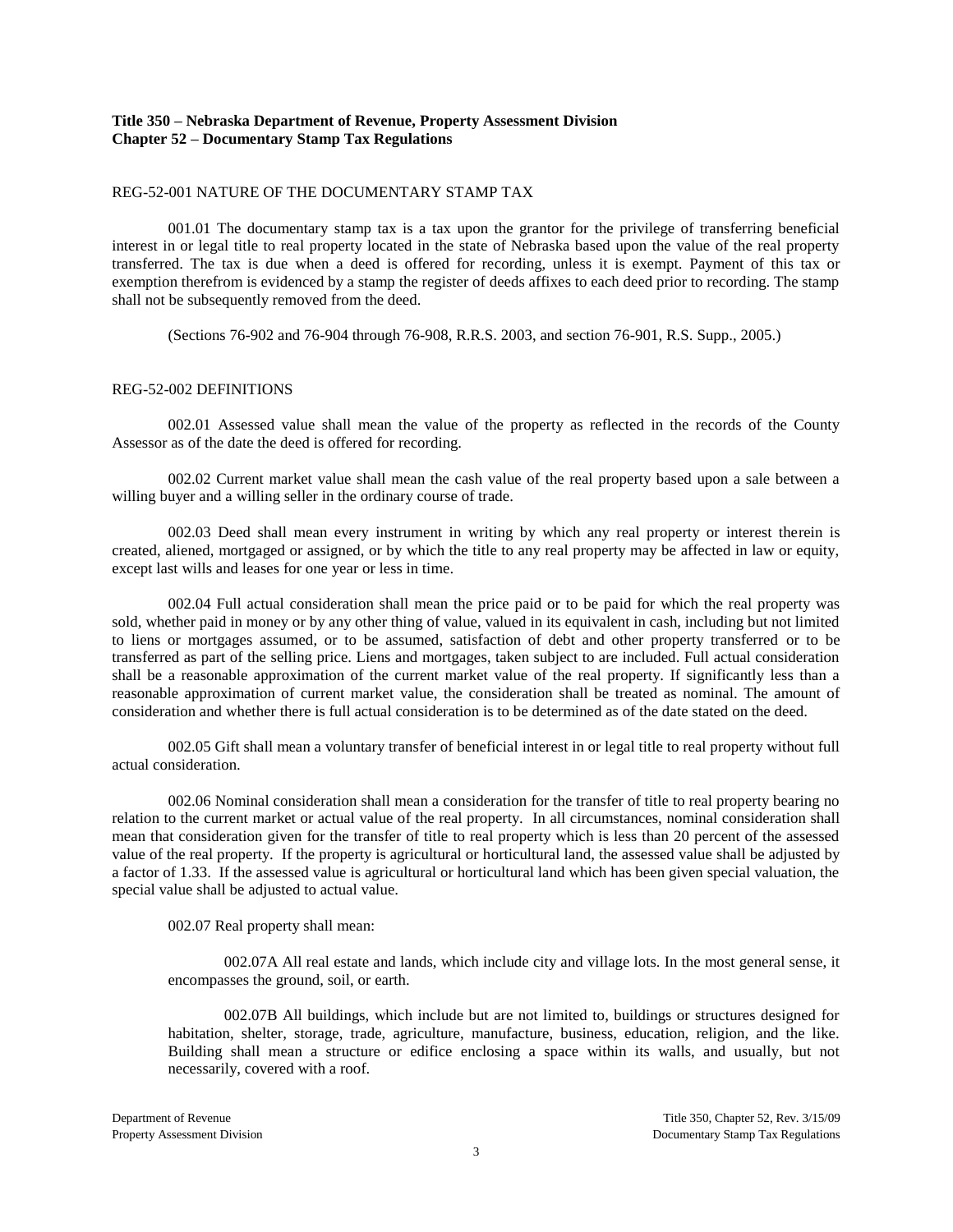**Title 350 – Nebraska Department of Revenue, Property Assessment Division**
**Chapter 52 – Documentary Stamp Tax Regulations**

REG-52-001 NATURE OF THE DOCUMENTARY STAMP TAX

001.01 The documentary stamp tax is a tax upon the grantor for the privilege of transferring beneficial interest in or legal title to real property located in the state of Nebraska based upon the value of the real property transferred. The tax is due when a deed is offered for recording, unless it is exempt. Payment of this tax or exemption therefrom is evidenced by a stamp the register of deeds affixes to each deed prior to recording. The stamp shall not be subsequently removed from the deed.

(Sections 76-902 and 76-904 through 76-908, R.R.S. 2003, and section 76-901, R.S. Supp., 2005.)

REG-52-002 DEFINITIONS

002.01 Assessed value shall mean the value of the property as reflected in the records of the County Assessor as of the date the deed is offered for recording.

002.02 Current market value shall mean the cash value of the real property based upon a sale between a willing buyer and a willing seller in the ordinary course of trade.

002.03 Deed shall mean every instrument in writing by which any real property or interest therein is created, aliened, mortgaged or assigned, or by which the title to any real property may be affected in law or equity, except last wills and leases for one year or less in time.

002.04 Full actual consideration shall mean the price paid or to be paid for which the real property was sold, whether paid in money or by any other thing of value, valued in its equivalent in cash, including but not limited to liens or mortgages assumed, or to be assumed, satisfaction of debt and other property transferred or to be transferred as part of the selling price. Liens and mortgages, taken subject to are included. Full actual consideration shall be a reasonable approximation of the current market value of the real property. If significantly less than a reasonable approximation of current market value, the consideration shall be treated as nominal. The amount of consideration and whether there is full actual consideration is to be determined as of the date stated on the deed.

002.05 Gift shall mean a voluntary transfer of beneficial interest in or legal title to real property without full actual consideration.

002.06 Nominal consideration shall mean a consideration for the transfer of title to real property bearing no relation to the current market or actual value of the real property. In all circumstances, nominal consideration shall mean that consideration given for the transfer of title to real property which is less than 20 percent of the assessed value of the real property. If the property is agricultural or horticultural land, the assessed value shall be adjusted by a factor of 1.33. If the assessed value is agricultural or horticultural land which has been given special valuation, the special value shall be adjusted to actual value.

002.07 Real property shall mean:

002.07A All real estate and lands, which include city and village lots. In the most general sense, it encompasses the ground, soil, or earth.

002.07B All buildings, which include but are not limited to, buildings or structures designed for habitation, shelter, storage, trade, agriculture, manufacture, business, education, religion, and the like. Building shall mean a structure or edifice enclosing a space within its walls, and usually, but not necessarily, covered with a roof.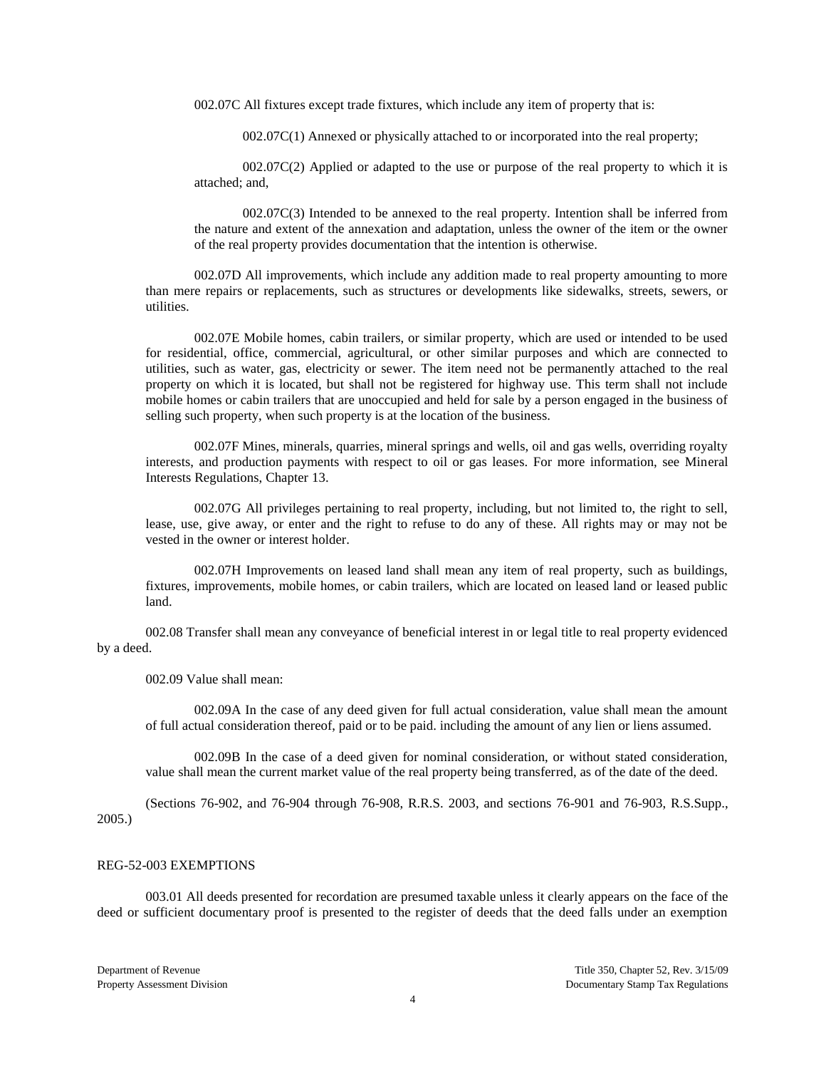002.07C All fixtures except trade fixtures, which include any item of property that is:

002.07C(1) Annexed or physically attached to or incorporated into the real property;

002.07C(2) Applied or adapted to the use or purpose of the real property to which it is attached; and,

002.07C(3) Intended to be annexed to the real property. Intention shall be inferred from the nature and extent of the annexation and adaptation, unless the owner of the item or the owner of the real property provides documentation that the intention is otherwise.

002.07D All improvements, which include any addition made to real property amounting to more than mere repairs or replacements, such as structures or developments like sidewalks, streets, sewers, or utilities.

002.07E Mobile homes, cabin trailers, or similar property, which are used or intended to be used for residential, office, commercial, agricultural, or other similar purposes and which are connected to utilities, such as water, gas, electricity or sewer. The item need not be permanently attached to the real property on which it is located, but shall not be registered for highway use. This term shall not include mobile homes or cabin trailers that are unoccupied and held for sale by a person engaged in the business of selling such property, when such property is at the location of the business.

002.07F Mines, minerals, quarries, mineral springs and wells, oil and gas wells, overriding royalty interests, and production payments with respect to oil or gas leases. For more information, see Mineral Interests Regulations, Chapter 13.

002.07G All privileges pertaining to real property, including, but not limited to, the right to sell, lease, use, give away, or enter and the right to refuse to do any of these. All rights may or may not be vested in the owner or interest holder.

002.07H Improvements on leased land shall mean any item of real property, such as buildings, fixtures, improvements, mobile homes, or cabin trailers, which are located on leased land or leased public land.

002.08 Transfer shall mean any conveyance of beneficial interest in or legal title to real property evidenced by a deed.

002.09 Value shall mean:

002.09A In the case of any deed given for full actual consideration, value shall mean the amount of full actual consideration thereof, paid or to be paid. including the amount of any lien or liens assumed.

002.09B In the case of a deed given for nominal consideration, or without stated consideration, value shall mean the current market value of the real property being transferred, as of the date of the deed.

(Sections 76-902, and 76-904 through 76-908, R.R.S. 2003, and sections 76-901 and 76-903, R.S.Supp., 2005.)

REG-52-003 EXEMPTIONS

003.01 All deeds presented for recordation are presumed taxable unless it clearly appears on the face of the deed or sufficient documentary proof is presented to the register of deeds that the deed falls under an exemption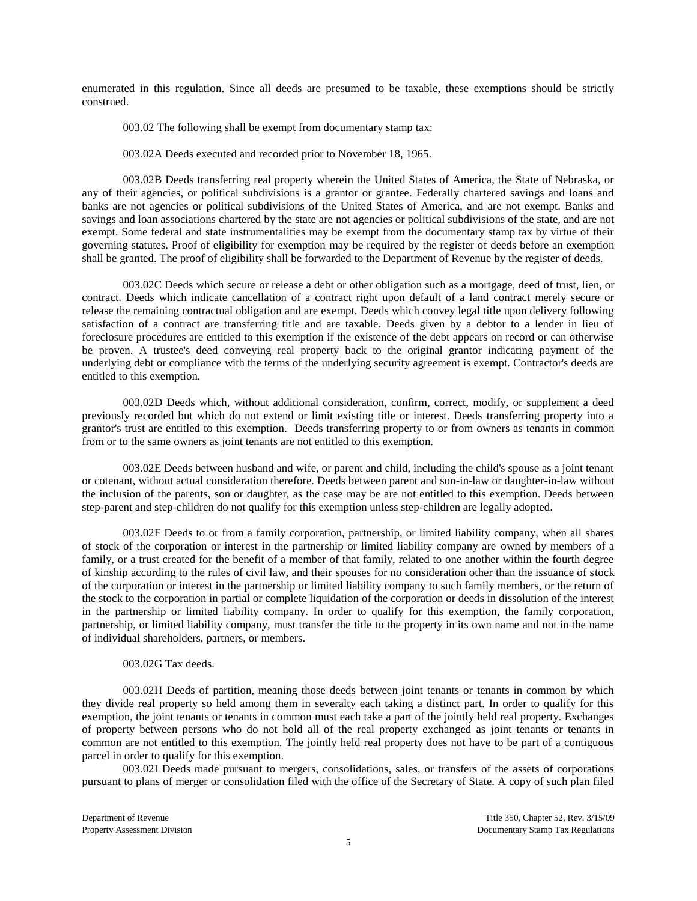enumerated in this regulation. Since all deeds are presumed to be taxable, these exemptions should be strictly construed.

003.02 The following shall be exempt from documentary stamp tax:

003.02A Deeds executed and recorded prior to November 18, 1965.

003.02B Deeds transferring real property wherein the United States of America, the State of Nebraska, or any of their agencies, or political subdivisions is a grantor or grantee. Federally chartered savings and loans and banks are not agencies or political subdivisions of the United States of America, and are not exempt. Banks and savings and loan associations chartered by the state are not agencies or political subdivisions of the state, and are not exempt. Some federal and state instrumentalities may be exempt from the documentary stamp tax by virtue of their governing statutes. Proof of eligibility for exemption may be required by the register of deeds before an exemption shall be granted. The proof of eligibility shall be forwarded to the Department of Revenue by the register of deeds.

003.02C Deeds which secure or release a debt or other obligation such as a mortgage, deed of trust, lien, or contract. Deeds which indicate cancellation of a contract right upon default of a land contract merely secure or release the remaining contractual obligation and are exempt. Deeds which convey legal title upon delivery following satisfaction of a contract are transferring title and are taxable. Deeds given by a debtor to a lender in lieu of foreclosure procedures are entitled to this exemption if the existence of the debt appears on record or can otherwise be proven. A trustee's deed conveying real property back to the original grantor indicating payment of the underlying debt or compliance with the terms of the underlying security agreement is exempt. Contractor's deeds are entitled to this exemption.

003.02D Deeds which, without additional consideration, confirm, correct, modify, or supplement a deed previously recorded but which do not extend or limit existing title or interest. Deeds transferring property into a grantor's trust are entitled to this exemption. Deeds transferring property to or from owners as tenants in common from or to the same owners as joint tenants are not entitled to this exemption.

003.02E Deeds between husband and wife, or parent and child, including the child's spouse as a joint tenant or cotenant, without actual consideration therefore. Deeds between parent and son-in-law or daughter-in-law without the inclusion of the parents, son or daughter, as the case may be are not entitled to this exemption. Deeds between step-parent and step-children do not qualify for this exemption unless step-children are legally adopted.

003.02F Deeds to or from a family corporation, partnership, or limited liability company, when all shares of stock of the corporation or interest in the partnership or limited liability company are owned by members of a family, or a trust created for the benefit of a member of that family, related to one another within the fourth degree of kinship according to the rules of civil law, and their spouses for no consideration other than the issuance of stock of the corporation or interest in the partnership or limited liability company to such family members, or the return of the stock to the corporation in partial or complete liquidation of the corporation or deeds in dissolution of the interest in the partnership or limited liability company. In order to qualify for this exemption, the family corporation, partnership, or limited liability company, must transfer the title to the property in its own name and not in the name of individual shareholders, partners, or members.

003.02G Tax deeds.

003.02H Deeds of partition, meaning those deeds between joint tenants or tenants in common by which they divide real property so held among them in severalty each taking a distinct part. In order to qualify for this exemption, the joint tenants or tenants in common must each take a part of the jointly held real property. Exchanges of property between persons who do not hold all of the real property exchanged as joint tenants or tenants in common are not entitled to this exemption. The jointly held real property does not have to be part of a contiguous parcel in order to qualify for this exemption.

003.02I Deeds made pursuant to mergers, consolidations, sales, or transfers of the assets of corporations pursuant to plans of merger or consolidation filed with the office of the Secretary of State. A copy of such plan filed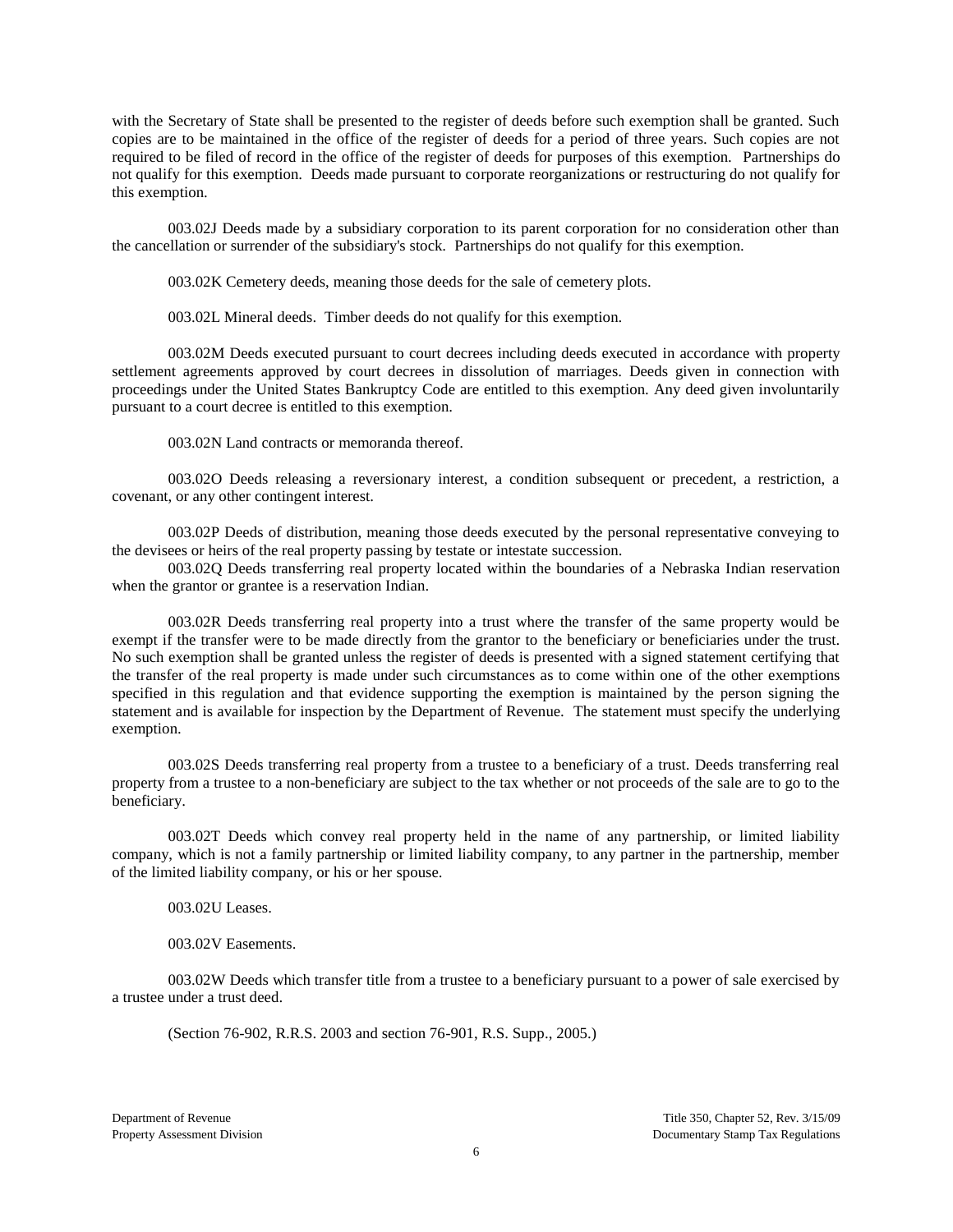with the Secretary of State shall be presented to the register of deeds before such exemption shall be granted. Such copies are to be maintained in the office of the register of deeds for a period of three years. Such copies are not required to be filed of record in the office of the register of deeds for purposes of this exemption. Partnerships do not qualify for this exemption. Deeds made pursuant to corporate reorganizations or restructuring do not qualify for this exemption.

003.02J Deeds made by a subsidiary corporation to its parent corporation for no consideration other than the cancellation or surrender of the subsidiary's stock. Partnerships do not qualify for this exemption.

003.02K Cemetery deeds, meaning those deeds for the sale of cemetery plots.

003.02L Mineral deeds. Timber deeds do not qualify for this exemption.

003.02M Deeds executed pursuant to court decrees including deeds executed in accordance with property settlement agreements approved by court decrees in dissolution of marriages. Deeds given in connection with proceedings under the United States Bankruptcy Code are entitled to this exemption. Any deed given involuntarily pursuant to a court decree is entitled to this exemption.

003.02N Land contracts or memoranda thereof.

003.02O Deeds releasing a reversionary interest, a condition subsequent or precedent, a restriction, a covenant, or any other contingent interest.

003.02P Deeds of distribution, meaning those deeds executed by the personal representative conveying to the devisees or heirs of the real property passing by testate or intestate succession.

003.02Q Deeds transferring real property located within the boundaries of a Nebraska Indian reservation when the grantor or grantee is a reservation Indian.

003.02R Deeds transferring real property into a trust where the transfer of the same property would be exempt if the transfer were to be made directly from the grantor to the beneficiary or beneficiaries under the trust. No such exemption shall be granted unless the register of deeds is presented with a signed statement certifying that the transfer of the real property is made under such circumstances as to come within one of the other exemptions specified in this regulation and that evidence supporting the exemption is maintained by the person signing the statement and is available for inspection by the Department of Revenue. The statement must specify the underlying exemption.

003.02S Deeds transferring real property from a trustee to a beneficiary of a trust. Deeds transferring real property from a trustee to a non-beneficiary are subject to the tax whether or not proceeds of the sale are to go to the beneficiary.

003.02T Deeds which convey real property held in the name of any partnership, or limited liability company, which is not a family partnership or limited liability company, to any partner in the partnership, member of the limited liability company, or his or her spouse.

003.02U Leases.

003.02V Easements.

003.02W Deeds which transfer title from a trustee to a beneficiary pursuant to a power of sale exercised by a trustee under a trust deed.

(Section 76-902, R.R.S. 2003 and section 76-901, R.S. Supp., 2005.)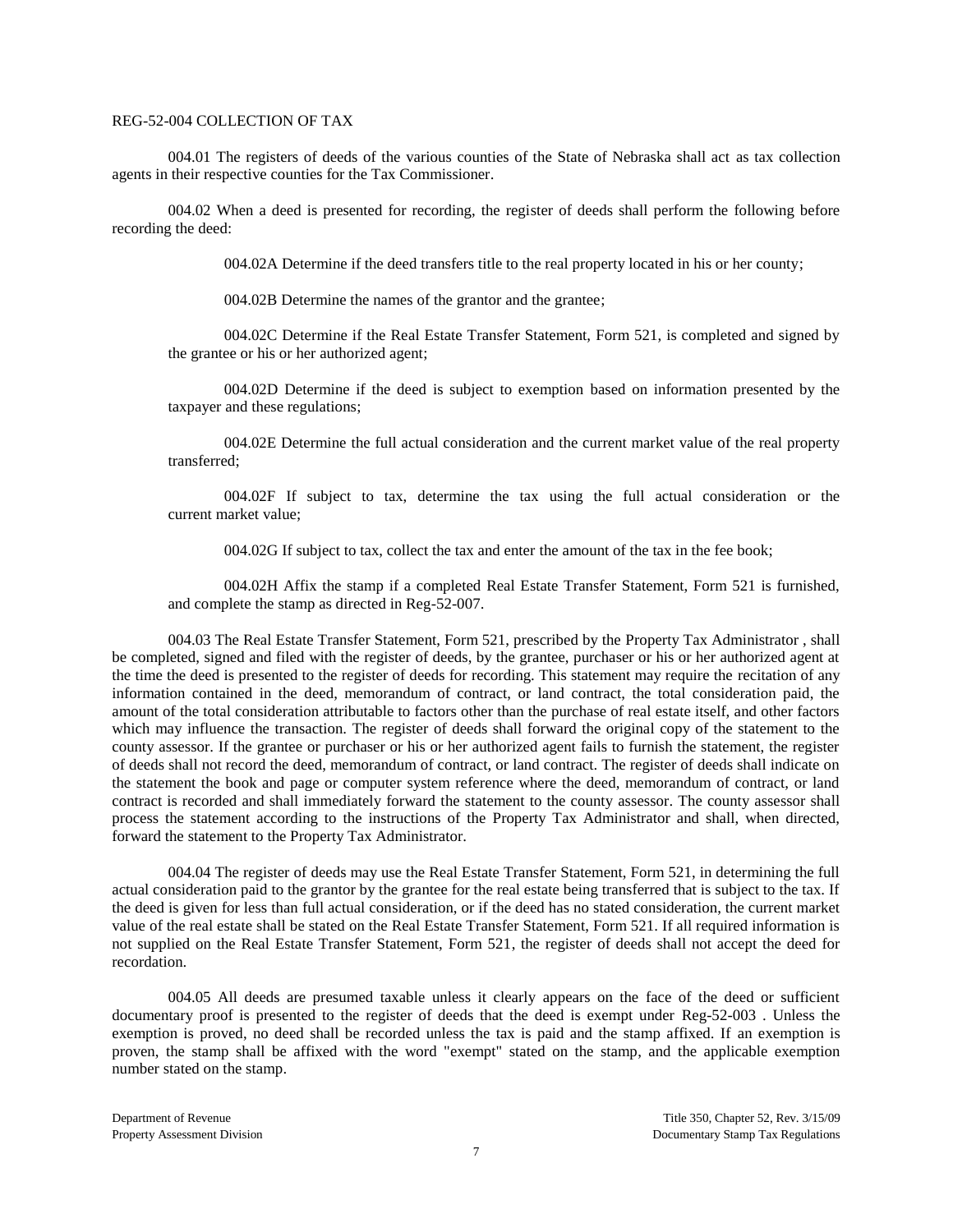## REG-52-004 COLLECTION OF TAX

004.01 The registers of deeds of the various counties of the State of Nebraska shall act as tax collection agents in their respective counties for the Tax Commissioner.

004.02 When a deed is presented for recording, the register of deeds shall perform the following before recording the deed:

004.02A Determine if the deed transfers title to the real property located in his or her county;

004.02B Determine the names of the grantor and the grantee;

004.02C Determine if the Real Estate Transfer Statement, Form 521, is completed and signed by the grantee or his or her authorized agent;

004.02D Determine if the deed is subject to exemption based on information presented by the taxpayer and these regulations;

004.02E Determine the full actual consideration and the current market value of the real property transferred;

004.02F If subject to tax, determine the tax using the full actual consideration or the current market value;

004.02G If subject to tax, collect the tax and enter the amount of the tax in the fee book;

004.02H Affix the stamp if a completed Real Estate Transfer Statement, Form 521 is furnished, and complete the stamp as directed in Reg-52-007.

004.03 The Real Estate Transfer Statement, Form 521, prescribed by the Property Tax Administrator , shall be completed, signed and filed with the register of deeds, by the grantee, purchaser or his or her authorized agent at the time the deed is presented to the register of deeds for recording. This statement may require the recitation of any information contained in the deed, memorandum of contract, or land contract, the total consideration paid, the amount of the total consideration attributable to factors other than the purchase of real estate itself, and other factors which may influence the transaction. The register of deeds shall forward the original copy of the statement to the county assessor. If the grantee or purchaser or his or her authorized agent fails to furnish the statement, the register of deeds shall not record the deed, memorandum of contract, or land contract. The register of deeds shall indicate on the statement the book and page or computer system reference where the deed, memorandum of contract, or land contract is recorded and shall immediately forward the statement to the county assessor. The county assessor shall process the statement according to the instructions of the Property Tax Administrator and shall, when directed, forward the statement to the Property Tax Administrator.

004.04 The register of deeds may use the Real Estate Transfer Statement, Form 521, in determining the full actual consideration paid to the grantor by the grantee for the real estate being transferred that is subject to the tax. If the deed is given for less than full actual consideration, or if the deed has no stated consideration, the current market value of the real estate shall be stated on the Real Estate Transfer Statement, Form 521. If all required information is not supplied on the Real Estate Transfer Statement, Form 521, the register of deeds shall not accept the deed for recordation.

004.05 All deeds are presumed taxable unless it clearly appears on the face of the deed or sufficient documentary proof is presented to the register of deeds that the deed is exempt under Reg-52-003 . Unless the exemption is proved, no deed shall be recorded unless the tax is paid and the stamp affixed. If an exemption is proven, the stamp shall be affixed with the word "exempt" stated on the stamp, and the applicable exemption number stated on the stamp.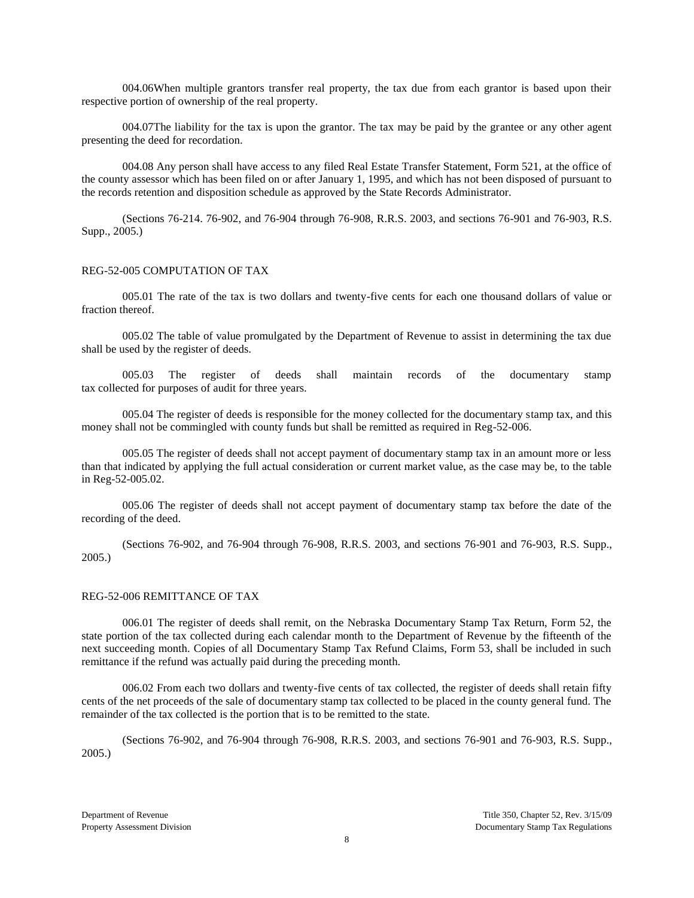004.06When multiple grantors transfer real property, the tax due from each grantor is based upon their respective portion of ownership of the real property.

004.07The liability for the tax is upon the grantor. The tax may be paid by the grantee or any other agent presenting the deed for recordation.

004.08 Any person shall have access to any filed Real Estate Transfer Statement, Form 521, at the office of the county assessor which has been filed on or after January 1, 1995, and which has not been disposed of pursuant to the records retention and disposition schedule as approved by the State Records Administrator.

(Sections 76-214. 76-902, and 76-904 through 76-908, R.R.S. 2003, and sections 76-901 and 76-903, R.S. Supp., 2005.)

## REG-52-005 COMPUTATION OF TAX

005.01 The rate of the tax is two dollars and twenty-five cents for each one thousand dollars of value or fraction thereof.

005.02 The table of value promulgated by the Department of Revenue to assist in determining the tax due shall be used by the register of deeds.

005.03 The register of deeds shall maintain records of the documentary stamp tax collected for purposes of audit for three years.

005.04 The register of deeds is responsible for the money collected for the documentary stamp tax, and this money shall not be commingled with county funds but shall be remitted as required in Reg-52-006.

005.05 The register of deeds shall not accept payment of documentary stamp tax in an amount more or less than that indicated by applying the full actual consideration or current market value, as the case may be, to the table in Reg-52-005.02.

005.06 The register of deeds shall not accept payment of documentary stamp tax before the date of the recording of the deed.

(Sections 76-902, and 76-904 through 76-908, R.R.S. 2003, and sections 76-901 and 76-903, R.S. Supp., 2005.)

## REG-52-006 REMITTANCE OF TAX

006.01 The register of deeds shall remit, on the Nebraska Documentary Stamp Tax Return, Form 52, the state portion of the tax collected during each calendar month to the Department of Revenue by the fifteenth of the next succeeding month. Copies of all Documentary Stamp Tax Refund Claims, Form 53, shall be included in such remittance if the refund was actually paid during the preceding month.

006.02 From each two dollars and twenty-five cents of tax collected, the register of deeds shall retain fifty cents of the net proceeds of the sale of documentary stamp tax collected to be placed in the county general fund. The remainder of the tax collected is the portion that is to be remitted to the state.

(Sections 76-902, and 76-904 through 76-908, R.R.S. 2003, and sections 76-901 and 76-903, R.S. Supp., 2005.)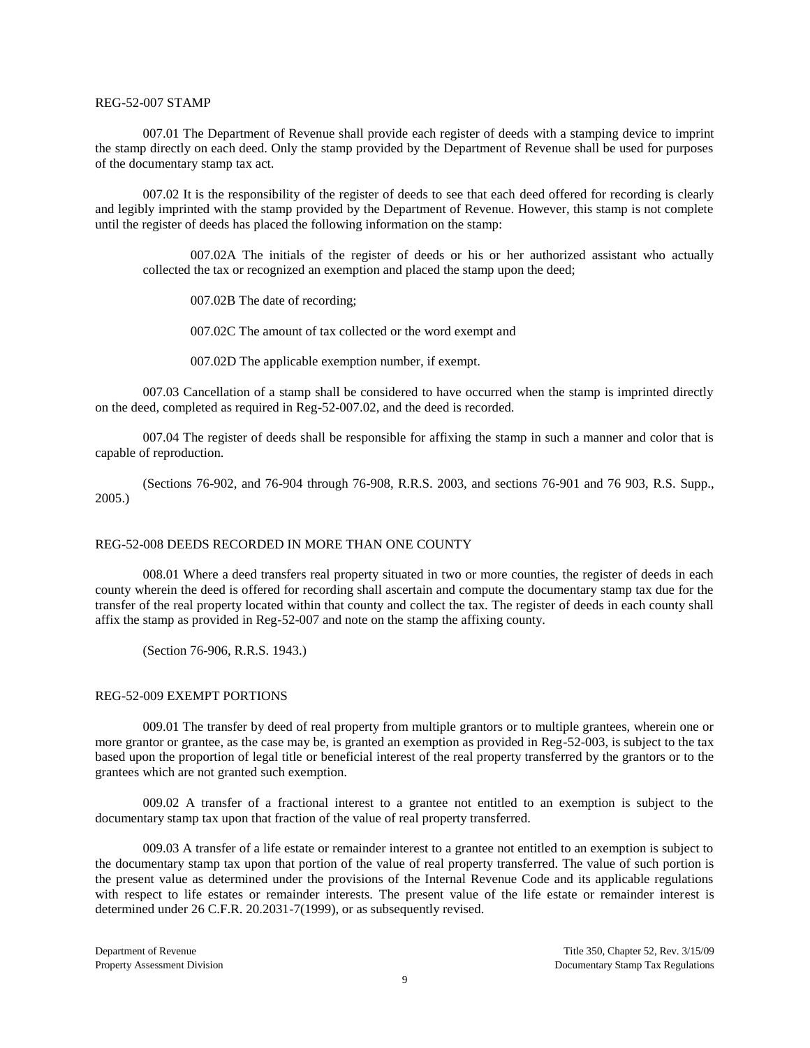## REG-52-007 STAMP

007.01 The Department of Revenue shall provide each register of deeds with a stamping device to imprint the stamp directly on each deed. Only the stamp provided by the Department of Revenue shall be used for purposes of the documentary stamp tax act.

007.02 It is the responsibility of the register of deeds to see that each deed offered for recording is clearly and legibly imprinted with the stamp provided by the Department of Revenue. However, this stamp is not complete until the register of deeds has placed the following information on the stamp:

007.02A The initials of the register of deeds or his or her authorized assistant who actually collected the tax or recognized an exemption and placed the stamp upon the deed;

007.02B The date of recording;

007.02C The amount of tax collected or the word exempt and

007.02D The applicable exemption number, if exempt.

007.03 Cancellation of a stamp shall be considered to have occurred when the stamp is imprinted directly on the deed, completed as required in Reg-52-007.02, and the deed is recorded.

007.04 The register of deeds shall be responsible for affixing the stamp in such a manner and color that is capable of reproduction.

(Sections 76-902, and 76-904 through 76-908, R.R.S. 2003, and sections 76-901 and 76 903, R.S. Supp., 2005.)

## REG-52-008 DEEDS RECORDED IN MORE THAN ONE COUNTY

008.01 Where a deed transfers real property situated in two or more counties, the register of deeds in each county wherein the deed is offered for recording shall ascertain and compute the documentary stamp tax due for the transfer of the real property located within that county and collect the tax. The register of deeds in each county shall affix the stamp as provided in Reg-52-007 and note on the stamp the affixing county.

(Section 76-906, R.R.S. 1943.)

## REG-52-009 EXEMPT PORTIONS

009.01 The transfer by deed of real property from multiple grantors or to multiple grantees, wherein one or more grantor or grantee, as the case may be, is granted an exemption as provided in Reg-52-003, is subject to the tax based upon the proportion of legal title or beneficial interest of the real property transferred by the grantors or to the grantees which are not granted such exemption.

009.02 A transfer of a fractional interest to a grantee not entitled to an exemption is subject to the documentary stamp tax upon that fraction of the value of real property transferred.

009.03 A transfer of a life estate or remainder interest to a grantee not entitled to an exemption is subject to the documentary stamp tax upon that portion of the value of real property transferred. The value of such portion is the present value as determined under the provisions of the Internal Revenue Code and its applicable regulations with respect to life estates or remainder interests. The present value of the life estate or remainder interest is determined under 26 C.F.R. 20.2031-7(1999), or as subsequently revised.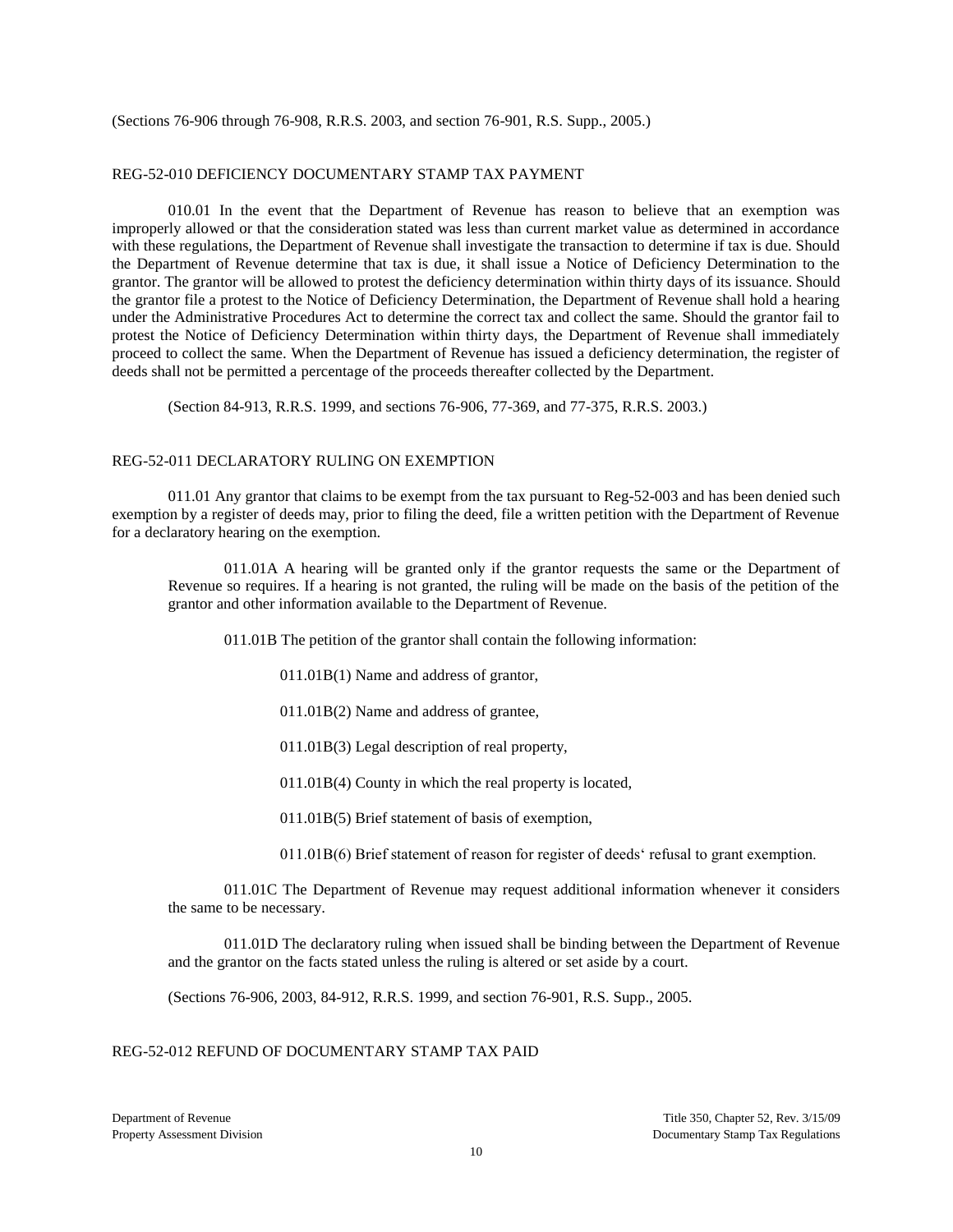(Sections 76-906 through 76-908, R.R.S. 2003, and section 76-901, R.S. Supp., 2005.)

## REG-52-010 DEFICIENCY DOCUMENTARY STAMP TAX PAYMENT

010.01 In the event that the Department of Revenue has reason to believe that an exemption was improperly allowed or that the consideration stated was less than current market value as determined in accordance with these regulations, the Department of Revenue shall investigate the transaction to determine if tax is due. Should the Department of Revenue determine that tax is due, it shall issue a Notice of Deficiency Determination to the grantor. The grantor will be allowed to protest the deficiency determination within thirty days of its issuance. Should the grantor file a protest to the Notice of Deficiency Determination, the Department of Revenue shall hold a hearing under the Administrative Procedures Act to determine the correct tax and collect the same. Should the grantor fail to protest the Notice of Deficiency Determination within thirty days, the Department of Revenue shall immediately proceed to collect the same. When the Department of Revenue has issued a deficiency determination, the register of deeds shall not be permitted a percentage of the proceeds thereafter collected by the Department.

(Section 84-913, R.R.S. 1999, and sections 76-906, 77-369, and 77-375, R.R.S. 2003.)

## REG-52-011 DECLARATORY RULING ON EXEMPTION

011.01 Any grantor that claims to be exempt from the tax pursuant to Reg-52-003 and has been denied such exemption by a register of deeds may, prior to filing the deed, file a written petition with the Department of Revenue for a declaratory hearing on the exemption.

011.01A A hearing will be granted only if the grantor requests the same or the Department of Revenue so requires. If a hearing is not granted, the ruling will be made on the basis of the petition of the grantor and other information available to the Department of Revenue.

011.01B The petition of the grantor shall contain the following information:

011.01B(1) Name and address of grantor,

011.01B(2) Name and address of grantee,

011.01B(3) Legal description of real property,

011.01B(4) County in which the real property is located,

011.01B(5) Brief statement of basis of exemption,

011.01B(6) Brief statement of reason for register of deeds' refusal to grant exemption.

011.01C The Department of Revenue may request additional information whenever it considers the same to be necessary.

011.01D The declaratory ruling when issued shall be binding between the Department of Revenue and the grantor on the facts stated unless the ruling is altered or set aside by a court.

(Sections 76-906, 2003, 84-912, R.R.S. 1999, and section 76-901, R.S. Supp., 2005.

## REG-52-012 REFUND OF DOCUMENTARY STAMP TAX PAID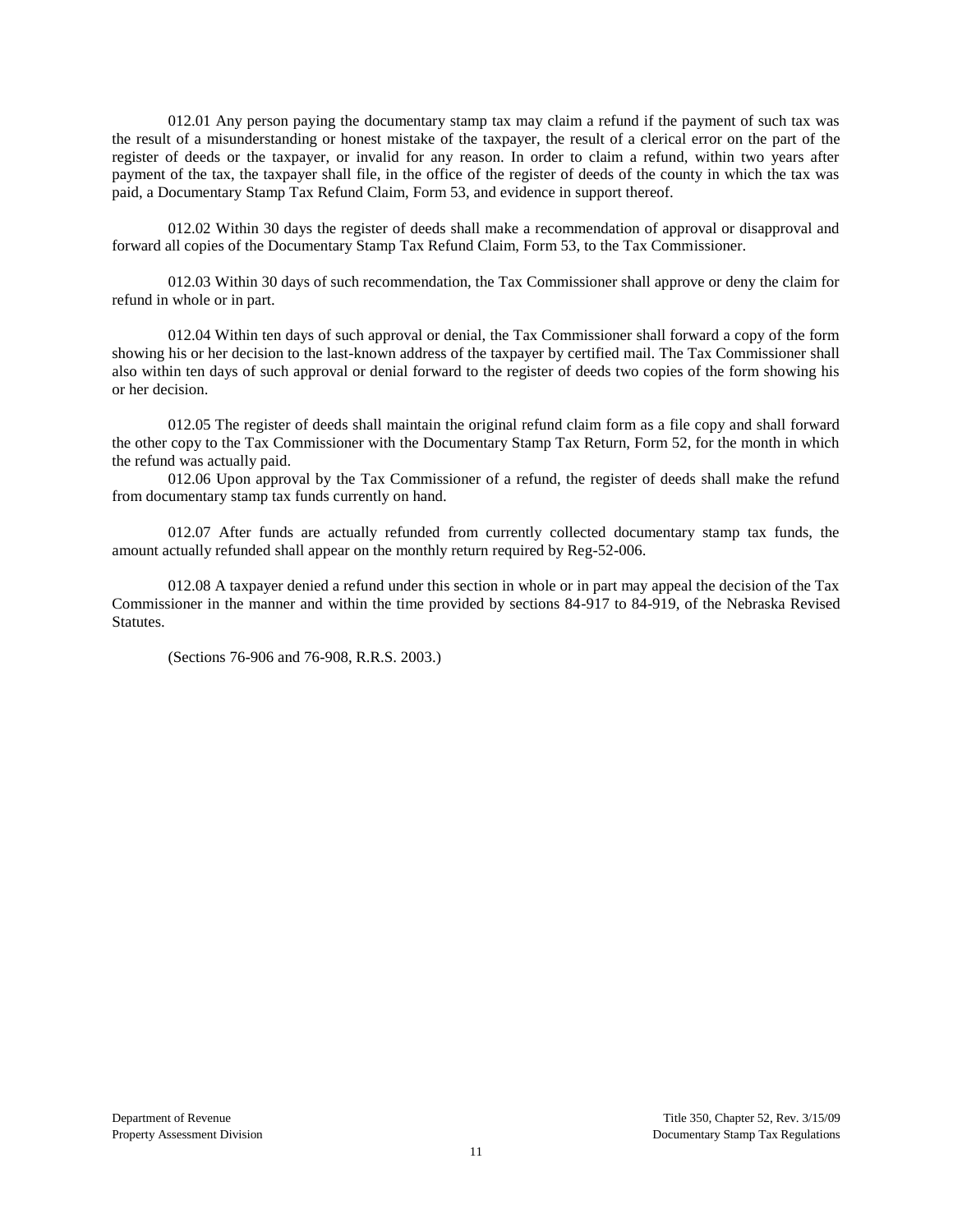012.01 Any person paying the documentary stamp tax may claim a refund if the payment of such tax was the result of a misunderstanding or honest mistake of the taxpayer, the result of a clerical error on the part of the register of deeds or the taxpayer, or invalid for any reason. In order to claim a refund, within two years after payment of the tax, the taxpayer shall file, in the office of the register of deeds of the county in which the tax was paid, a Documentary Stamp Tax Refund Claim, Form 53, and evidence in support thereof.

012.02 Within 30 days the register of deeds shall make a recommendation of approval or disapproval and forward all copies of the Documentary Stamp Tax Refund Claim, Form 53, to the Tax Commissioner.

012.03 Within 30 days of such recommendation, the Tax Commissioner shall approve or deny the claim for refund in whole or in part.

012.04 Within ten days of such approval or denial, the Tax Commissioner shall forward a copy of the form showing his or her decision to the last-known address of the taxpayer by certified mail. The Tax Commissioner shall also within ten days of such approval or denial forward to the register of deeds two copies of the form showing his or her decision.

012.05 The register of deeds shall maintain the original refund claim form as a file copy and shall forward the other copy to the Tax Commissioner with the Documentary Stamp Tax Return, Form 52, for the month in which the refund was actually paid.

012.06 Upon approval by the Tax Commissioner of a refund, the register of deeds shall make the refund from documentary stamp tax funds currently on hand.

012.07 After funds are actually refunded from currently collected documentary stamp tax funds, the amount actually refunded shall appear on the monthly return required by Reg-52-006.

012.08 A taxpayer denied a refund under this section in whole or in part may appeal the decision of the Tax Commissioner in the manner and within the time provided by sections 84-917 to 84-919, of the Nebraska Revised Statutes.

(Sections 76-906 and 76-908, R.R.S. 2003.)